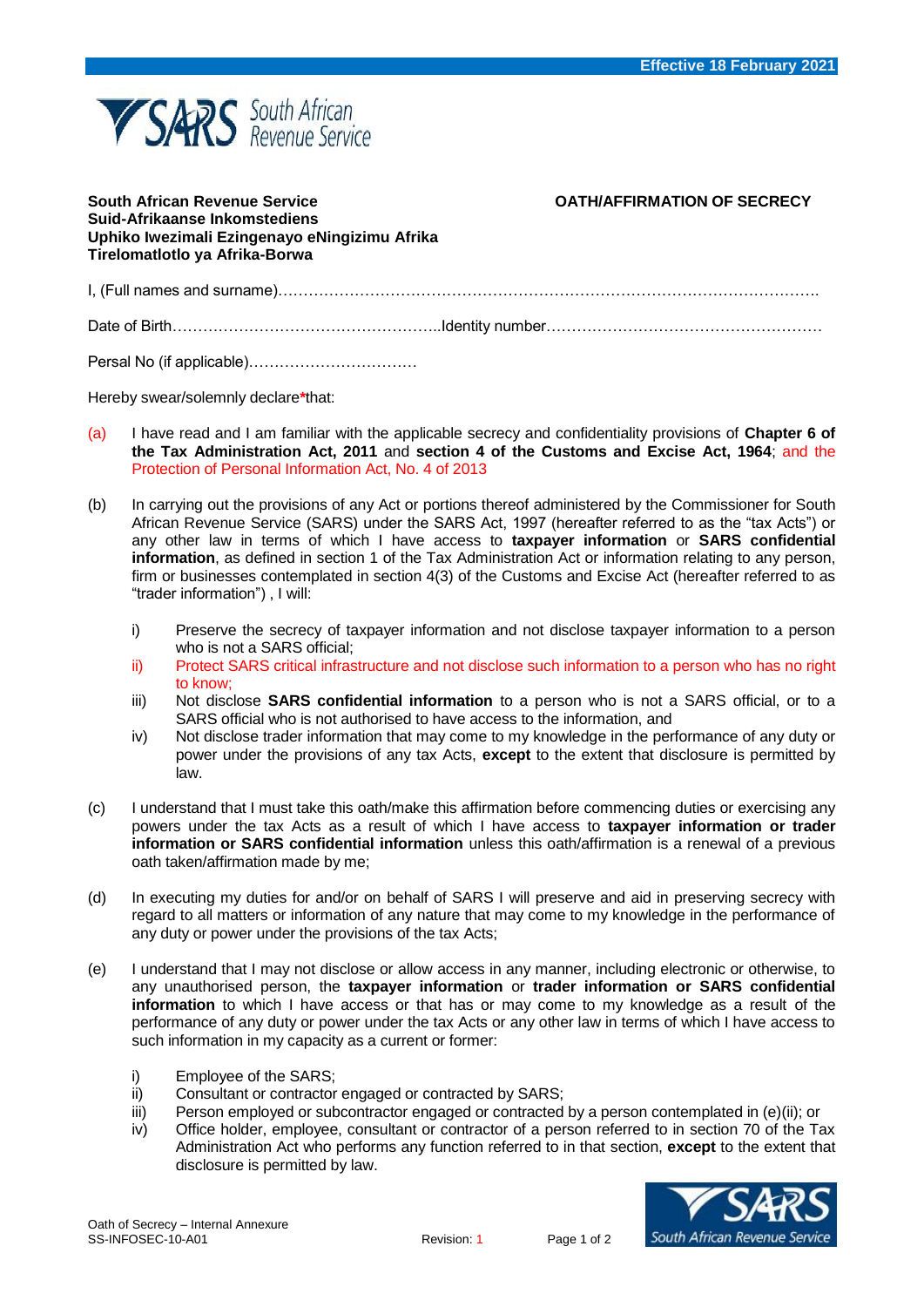Effective 18 February 2021

**South African Revenue Service**
**Suid-Afrikaanse Inkomstediens**
**Uphiko lwezimali Ezingenayo eNingizimu Afrika**
**Tirelomatlotlo ya Afrika-Borwa**

# OATH/AFFIRMATION OF SECRECY

I, (Full names and surname)……………………………………………………………………………………………

Date of Birth……………………………………………..Identity number………………………………………………

Persal No (if applicable)……………………………

Hereby swear/solemnly declare*that:

(a) I have read and I am familiar with the applicable secrecy and confidentiality provisions of **Chapter 6 of the Tax Administration Act, 2011** and **section 4 of the Customs and Excise Act, 1964**; and the Protection of Personal Information Act, No. 4 of 2013

(b) In carrying out the provisions of any Act or portions thereof administered by the Commissioner for South African Revenue Service (SARS) under the SARS Act, 1997 (hereafter referred to as the "tax Acts") or any other law in terms of which I have access to **taxpayer information** or **SARS confidential information**, as defined in section 1 of the Tax Administration Act or information relating to any person, firm or businesses contemplated in section 4(3) of the Customs and Excise Act (hereafter referred to as "trader information") , I will:

   i) Preserve the secrecy of taxpayer information and not disclose taxpayer information to a person who is not a SARS official;
   ii) Protect SARS critical infrastructure and not disclose such information to a person who has no right to know;
   iii) Not disclose **SARS confidential information** to a person who is not a SARS official, or to a SARS official who is not authorised to have access to the information, and
   iv) Not disclose trader information that may come to my knowledge in the performance of any duty or power under the provisions of any tax Acts, **except** to the extent that disclosure is permitted by law.

(c) I understand that I must take this oath/make this affirmation before commencing duties or exercising any powers under the tax Acts as a result of which I have access to **taxpayer information or trader information or SARS confidential information** unless this oath/affirmation is a renewal of a previous oath taken/affirmation made by me;

(d) In executing my duties for and/or on behalf of SARS I will preserve and aid in preserving secrecy with regard to all matters or information of any nature that may come to my knowledge in the performance of any duty or power under the provisions of the tax Acts;

(e) I understand that I may not disclose or allow access in any manner, including electronic or otherwise, to any unauthorised person, the **taxpayer information** or **trader information or SARS confidential information** to which I have access or that has or may come to my knowledge as a result of the performance of any duty or power under the tax Acts or any other law in terms of which I have access to such information in my capacity as a current or former:

   i) Employee of the SARS;
   ii) Consultant or contractor engaged or contracted by SARS;
   iii) Person employed or subcontractor engaged or contracted by a person contemplated in (e)(ii); or
   iv) Office holder, employee, consultant or contractor of a person referred to in section 70 of the Tax Administration Act who performs any function referred to in that section, **except** to the extent that disclosure is permitted by law.

Oath of Secrecy – Internal Annexure
SS-INFOSEC-10-A01 Revision: 1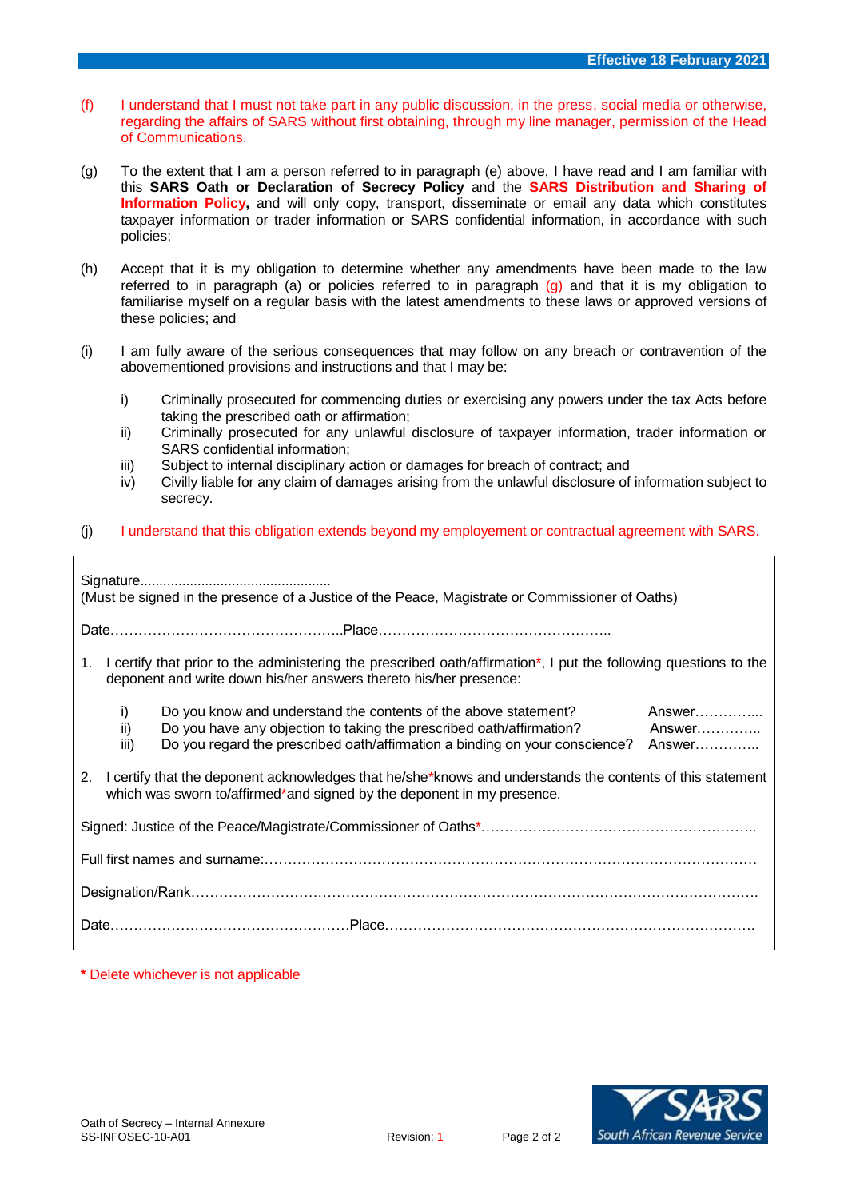(f) I understand that I must not take part in any public discussion, in the press, social media or otherwise, regarding the affairs of SARS without first obtaining, through my line manager, permission of the Head of Communications.

(g) To the extent that I am a person referred to in paragraph (e) above, I have read and I am familiar with this **SARS Oath or Declaration of Secrecy Policy** and the **SARS Distribution and Sharing of Information Policy,** and will only copy, transport, disseminate or email any data which constitutes taxpayer information or trader information or SARS confidential information, in accordance with such policies;

(h) Accept that it is my obligation to determine whether any amendments have been made to the law referred to in paragraph (a) or policies referred to in paragraph (g) and that it is my obligation to familiarise myself on a regular basis with the latest amendments to these laws or approved versions of these policies; and

(i) I am fully aware of the serious consequences that may follow on any breach or contravention of the abovementioned provisions and instructions and that I may be:

- i) Criminally prosecuted for commencing duties or exercising any powers under the tax Acts before taking the prescribed oath or affirmation;
- ii) Criminally prosecuted for any unlawful disclosure of taxpayer information, trader information or SARS confidential information;
- iii) Subject to internal disciplinary action or damages for breach of contract; and
- iv) Civilly liable for any claim of damages arising from the unlawful disclosure of information subject to secrecy.

(j) I understand that this obligation extends beyond my employement or contractual agreement with SARS.

Signature.................................................
(Must be signed in the presence of a Justice of the Peace, Magistrate or Commissioner of Oaths)

Date……………………………………………..Place……………………………………………..

1. I certify that prior to the administering the prescribed oath/affirmation*, I put the following questions to the deponent and write down his/her answers thereto his/her presence:

   - i) Do you know and understand the contents of the above statement? Answer…………...
   - ii) Do you have any objection to taking the prescribed oath/affirmation? Answer…………..
   - iii) Do you regard the prescribed oath/affirmation a binding on your conscience? Answer…………..

2. I certify that the deponent acknowledges that he/she*knows and understands the contents of this statement which was sworn to/affirmed*and signed by the deponent in my presence.

Signed: Justice of the Peace/Magistrate/Commissioner of Oaths*…………………………………………………..

Full first names and surname:……………………………………………………………………………………………

Designation/Rank……………………………………………………………………………………………………….

Date……………………………………………Place……………………………………………………………………

**\*** Delete whichever is not applicable

Oath of Secrecy – Internal Annexure
SS-INFOSEC-10-A01 Revision: 1